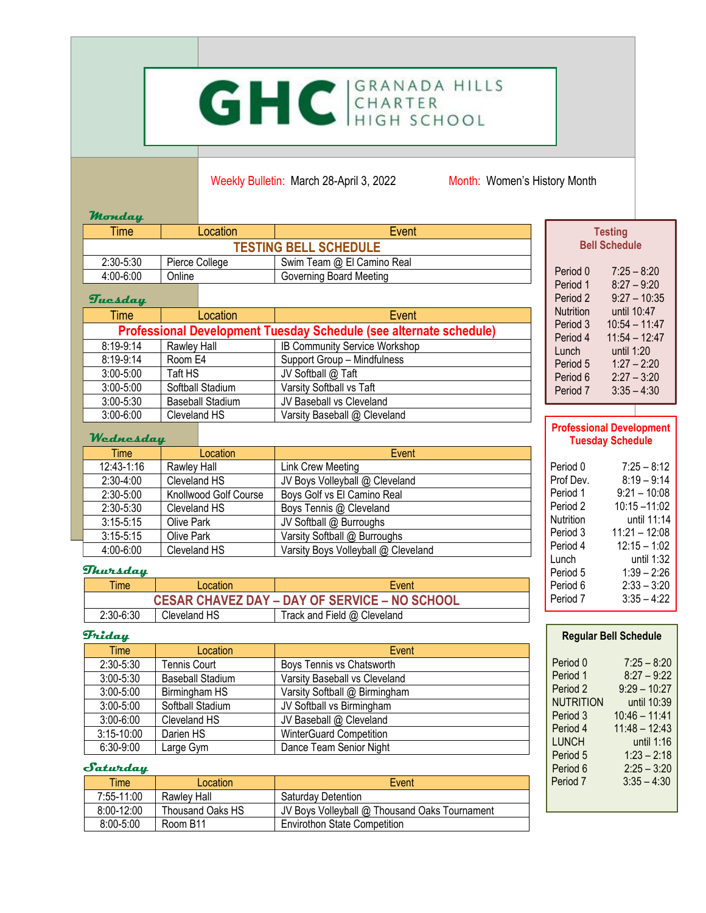# GHC | GRANADA HILLS CHARTER HIGH SCHOOL

Weekly Bulletin: March 28-April 3, 2022 Month: Women's History Month

### Monday

| Time | Location | Event |
|---|---|---|
| **TESTING BELL SCHEDULE** | | |
| 2:30-5:30 | Pierce College | Swim Team @ El Camino Real |
| 4:00-6:00 | Online | Governing Board Meeting |

### Tuesday

| Time | Location | Event |
|---|---|---|
| **Professional Development Tuesday Schedule (see alternate schedule)** | | |
| 8:19-9:14 | Rawley Hall | IB Community Service Workshop |
| 8:19-9:14 | Room E4 | Support Group – Mindfulness |
| 3:00-5:00 | Taft HS | JV Softball @ Taft |
| 3:00-5:00 | Softball Stadium | Varsity Softball vs Taft |
| 3:00-5:30 | Baseball Stadium | JV Baseball vs Cleveland |
| 3:00-6:00 | Cleveland HS | Varsity Baseball @ Cleveland |

### Wednesday

| Time | Location | Event |
|---|---|---|
| 12:43-1:16 | Rawley Hall | Link Crew Meeting |
| 2:30-4:00 | Cleveland HS | JV Boys Volleyball @ Cleveland |
| 2:30-5:00 | Knollwood Golf Course | Boys Golf vs El Camino Real |
| 2:30-5:30 | Cleveland HS | Boys Tennis @ Cleveland |
| 3:15-5:15 | Olive Park | JV Softball @ Burroughs |
| 3:15-5:15 | Olive Park | Varsity Softball @ Burroughs |
| 4:00-6:00 | Cleveland HS | Varsity Boys Volleyball @ Cleveland |

### Thursday

| Time | Location | Event |
|---|---|---|
| **CESAR CHAVEZ DAY – DAY OF SERVICE – NO SCHOOL** | | |
| 2:30-6:30 | Cleveland HS | Track and Field @ Cleveland |

### Friday

| Time | Location | Event |
|---|---|---|
| 2:30-5:30 | Tennis Court | Boys Tennis vs Chatsworth |
| 3:00-5:30 | Baseball Stadium | Varsity Baseball vs Cleveland |
| 3:00-5:00 | Birmingham HS | Varsity Softball @ Birmingham |
| 3:00-5:00 | Softball Stadium | JV Softball vs Birmingham |
| 3:00-6:00 | Cleveland HS | JV Baseball @ Cleveland |
| 3:15-10:00 | Darien HS | WinterGuard Competition |
| 6:30-9:00 | Large Gym | Dance Team Senior Night |

### Saturday

| Time | Location | Event |
|---|---|---|
| 7:55-11:00 | Rawley Hall | Saturday Detention |
| 8:00-12:00 | Thousand Oaks HS | JV Boys Volleyball @ Thousand Oaks Tournament |
| 8:00-5:00 | Room B11 | Envirothon State Competition |

### Testing Bell Schedule

| | |
|---|---|
| Period 0 | 7:25 – 8:20 |
| Period 1 | 8:27 – 9:20 |
| Period 2 | 9:27 – 10:35 |
| Nutrition | until 10:47 |
| Period 3 | 10:54 – 11:47 |
| Period 4 | 11:54 – 12:47 |
| Lunch | until 1:20 |
| Period 5 | 1:27 – 2:20 |
| Period 6 | 2:27 – 3:20 |
| Period 7 | 3:35 – 4:30 |

### Professional Development Tuesday Schedule

| | |
|---|---|
| Period 0 | 7:25 – 8:12 |
| Prof Dev. | 8:19 – 9:14 |
| Period 1 | 9:21 – 10:08 |
| Period 2 | 10:15 –11:02 |
| Nutrition | until 11:14 |
| Period 3 | 11:21 – 12:08 |
| Period 4 | 12:15 – 1:02 |
| Lunch | until 1:32 |
| Period 5 | 1:39 – 2:26 |
| Period 6 | 2:33 – 3:20 |
| Period 7 | 3:35 – 4:22 |

### Regular Bell Schedule

| | |
|---|---|
| Period 0 | 7:25 – 8:20 |
| Period 1 | 8:27 – 9:22 |
| Period 2 | 9:29 – 10:27 |
| NUTRITION | until 10:39 |
| Period 3 | 10:46 – 11:41 |
| Period 4 | 11:48 – 12:43 |
| LUNCH | until 1:16 |
| Period 5 | 1:23 – 2:18 |
| Period 6 | 2:25 – 3:20 |
| Period 7 | 3:35 – 4:30 |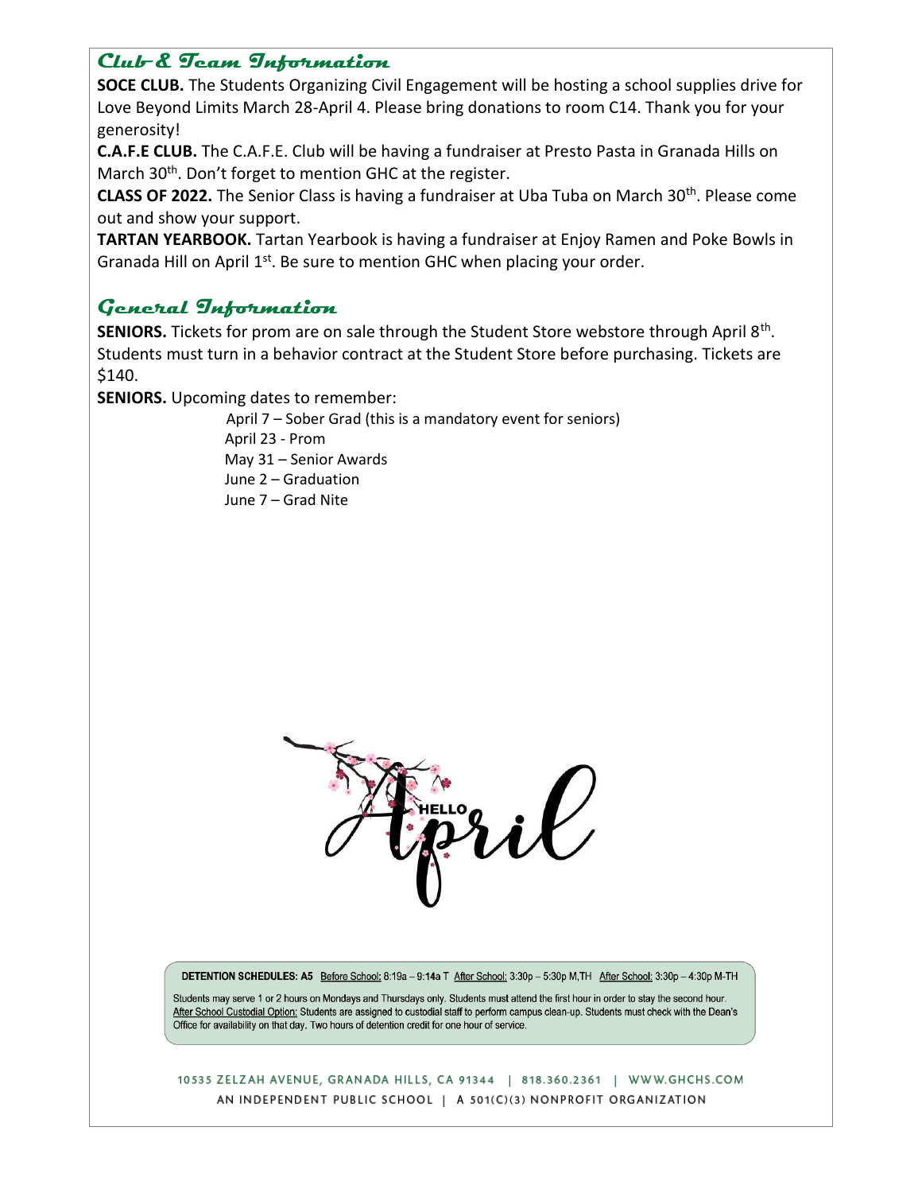## Club & Team Information

**SOCE CLUB.** The Students Organizing Civil Engagement will be hosting a school supplies drive for Love Beyond Limits March 28-April 4. Please bring donations to room C14. Thank you for your generosity!

**C.A.F.E CLUB.** The C.A.F.E. Club will be having a fundraiser at Presto Pasta in Granada Hills on March 30th. Don't forget to mention GHC at the register.

**CLASS OF 2022.** The Senior Class is having a fundraiser at Uba Tuba on March 30th. Please come out and show your support.

**TARTAN YEARBOOK.** Tartan Yearbook is having a fundraiser at Enjoy Ramen and Poke Bowls in Granada Hill on April 1st. Be sure to mention GHC when placing your order.

## General Information

**SENIORS.** Tickets for prom are on sale through the Student Store webstore through April 8th. Students must turn in a behavior contract at the Student Store before purchasing. Tickets are $140.

**SENIORS.** Upcoming dates to remember:

April 7 – Sober Grad (this is a mandatory event for seniors)
April 23 - Prom
May 31 – Senior Awards
June 2 – Graduation
June 7 – Grad Nite

HELLO April

**DETENTION SCHEDULES: A5** Before School: 8:19a – 9:14a T After School: 3:30p – 5:30p M,TH After School: 3:30p – 4:30p M-TH

Students may serve 1 or 2 hours on Mondays and Thursdays only. Students must attend the first hour in order to stay the second hour. After School Custodial Option: Students are assigned to custodial staff to perform campus clean-up. Students must check with the Dean's Office for availability on that day. Two hours of detention credit for one hour of service.

10535 ZELZAH AVENUE, GRANADA HILLS, CA 91344 | 818.360.2361 | WWW.GHCHS.COM
AN INDEPENDENT PUBLIC SCHOOL | A 501(C)(3) NONPROFIT ORGANIZATION